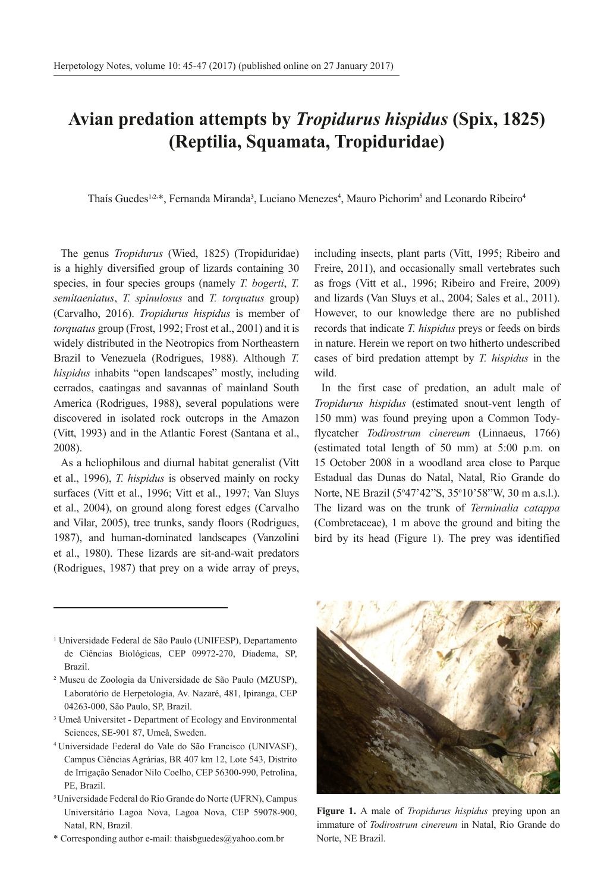# Avian predation attempts by *Tropidurus hispidus* (Spix, 1825) (Reptilia, Squamata, Tropiduridae)

Thaís Guedes[1,2,*], Fernanda Miranda[3], Luciano Menezes[4], Mauro Pichorim[5] and Leonardo Ribeiro[4]

The genus *Tropidurus* (Wied, 1825) (Tropiduridae) is a highly diversified group of lizards containing 30 species, in four species groups (namely *T. bogerti*, *T. semitaeniatus*, *T. spinulosus* and *T. torquatus* group) (Carvalho, 2016). *Tropidurus hispidus* is member of *torquatus* group (Frost, 1992; Frost et al., 2001) and it is widely distributed in the Neotropics from Northeastern Brazil to Venezuela (Rodrigues, 1988). Although *T. hispidus* inhabits "open landscapes" mostly, including cerrados, caatingas and savannas of mainland South America (Rodrigues, 1988), several populations were discovered in isolated rock outcrops in the Amazon (Vitt, 1993) and in the Atlantic Forest (Santana et al., 2008).

As a heliophilous and diurnal habitat generalist (Vitt et al., 1996), *T. hispidus* is observed mainly on rocky surfaces (Vitt et al., 1996; Vitt et al., 1997; Van Sluys et al., 2004), on ground along forest edges (Carvalho and Vilar, 2005), tree trunks, sandy floors (Rodrigues, 1987), and human-dominated landscapes (Vanzolini et al., 1980). These lizards are sit-and-wait predators (Rodrigues, 1987) that prey on a wide array of preys, including insects, plant parts (Vitt, 1995; Ribeiro and Freire, 2011), and occasionally small vertebrates such as frogs (Vitt et al., 1996; Ribeiro and Freire, 2009) and lizards (Van Sluys et al., 2004; Sales et al., 2011). However, to our knowledge there are no published records that indicate *T. hispidus* preys or feeds on birds in nature. Herein we report on two hitherto undescribed cases of bird predation attempt by *T. hispidus* in the wild.

In the first case of predation, an adult male of *Tropidurus hispidus* (estimated snout-vent length of 150 mm) was found preying upon a Common Tody-flycatcher *Todirostrum cinereum* (Linnaeus, 1766) (estimated total length of 50 mm) at 5:00 p.m. on 15 October 2008 in a woodland area close to Parque Estadual das Dunas do Natal, Natal, Rio Grande do Norte, NE Brazil (5°47'42"S, 35°10'58"W, 30 m a.s.l.). The lizard was on the trunk of *Terminalia catappa* (Combretaceae), 1 m above the ground and biting the bird by its head (Figure 1). The prey was identified

**Figure 1.** A male of *Tropidurus hispidus* preying upon an immature of *Todirostrum cinereum* in Natal, Rio Grande do Norte, NE Brazil.

---

[1] Universidade Federal de São Paulo (UNIFESP), Departamento de Ciências Biológicas, CEP 09972-270, Diadema, SP, Brazil.

[2] Museu de Zoologia da Universidade de São Paulo (MZUSP), Laboratório de Herpetologia, Av. Nazaré, 481, Ipiranga, CEP 04263-000, São Paulo, SP, Brazil.

[3] Umeå Universitet - Department of Ecology and Environmental Sciences, SE-901 87, Umeå, Sweden.

[4] Universidade Federal do Vale do São Francisco (UNIVASF), Campus Ciências Agrárias, BR 407 km 12, Lote 543, Distrito de Irrigação Senador Nilo Coelho, CEP 56300-990, Petrolina, PE, Brazil.

[5] Universidade Federal do Rio Grande do Norte (UFRN), Campus Universitário Lagoa Nova, Lagoa Nova, CEP 59078-900, Natal, RN, Brazil.

* Corresponding author e-mail: thaisbguedes@yahoo.com.br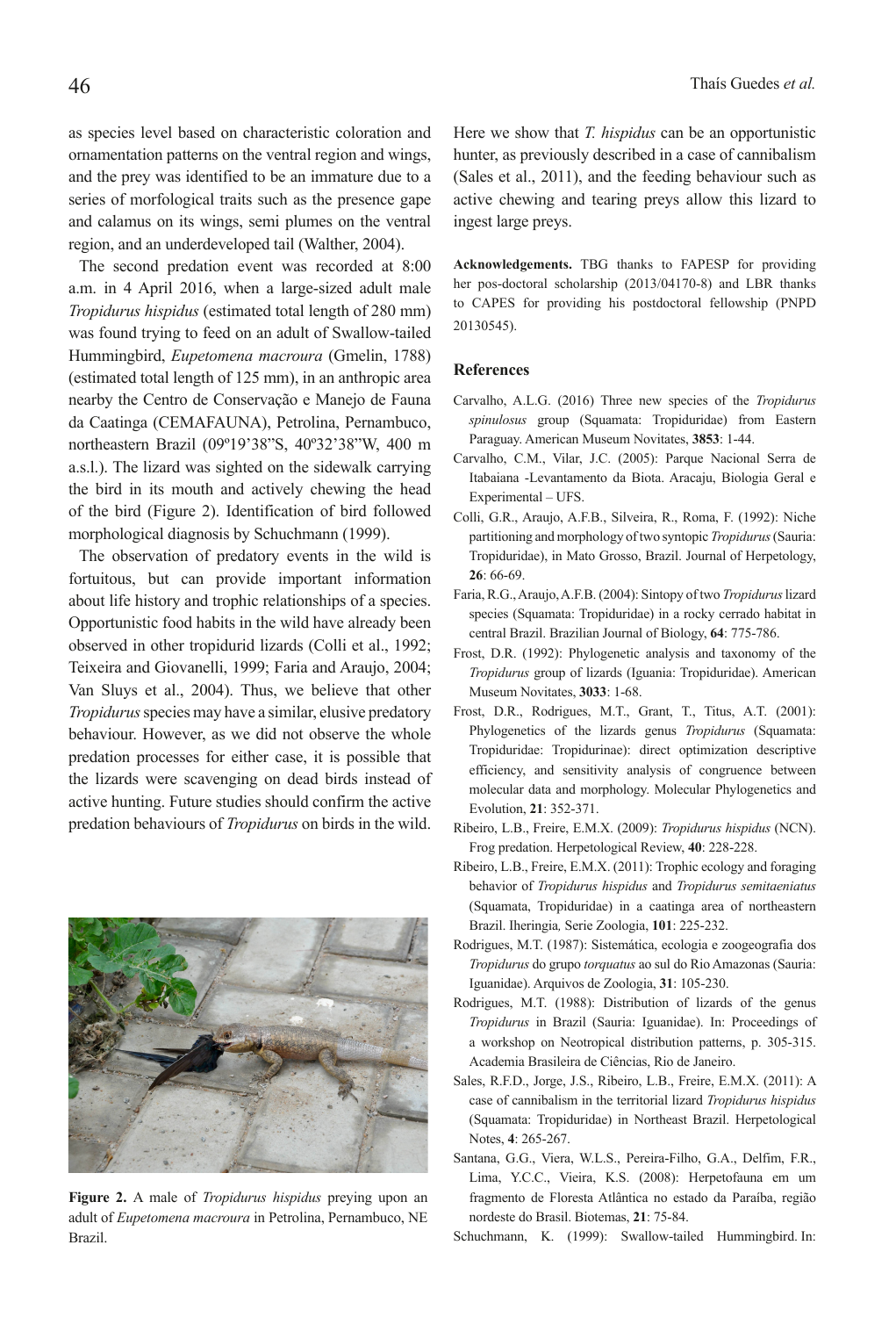as species level based on characteristic coloration and ornamentation patterns on the ventral region and wings, and the prey was identified to be an immature due to a series of morfological traits such as the presence gape and calamus on its wings, semi plumes on the ventral region, and an underdeveloped tail (Walther, 2004).

The second predation event was recorded at 8:00 a.m. in 4 April 2016, when a large-sized adult male *Tropidurus hispidus* (estimated total length of 280 mm) was found trying to feed on an adult of Swallow-tailed Hummingbird, *Eupetomena macroura* (Gmelin, 1788) (estimated total length of 125 mm), in an anthropic area nearby the Centro de Conservação e Manejo de Fauna da Caatinga (CEMAFAUNA), Petrolina, Pernambuco, northeastern Brazil (09º19'38"S, 40º32'38"W, 400 m a.s.l.). The lizard was sighted on the sidewalk carrying the bird in its mouth and actively chewing the head of the bird (Figure 2). Identification of bird followed morphological diagnosis by Schuchmann (1999).

The observation of predatory events in the wild is fortuitous, but can provide important information about life history and trophic relationships of a species. Opportunistic food habits in the wild have already been observed in other tropidurid lizards (Colli et al., 1992; Teixeira and Giovanelli, 1999; Faria and Araujo, 2004; Van Sluys et al., 2004). Thus, we believe that other *Tropidurus* species may have a similar, elusive predatory behaviour. However, as we did not observe the whole predation processes for either case, it is possible that the lizards were scavenging on dead birds instead of active hunting. Future studies should confirm the active predation behaviours of *Tropidurus* on birds in the wild.

**Figure 2.** A male of *Tropidurus hispidus* preying upon an adult of *Eupetomena macroura* in Petrolina, Pernambuco, NE Brazil.

Here we show that *T. hispidus* can be an opportunistic hunter, as previously described in a case of cannibalism (Sales et al., 2011), and the feeding behaviour such as active chewing and tearing preys allow this lizard to ingest large preys.

**Acknowledgements.** TBG thanks to FAPESP for providing her pos-doctoral scholarship (2013/04170-8) and LBR thanks to CAPES for providing his postdoctoral fellowship (PNPD 20130545).

## References

Carvalho, A.L.G. (2016) Three new species of the *Tropidurus spinulosus* group (Squamata: Tropiduridae) from Eastern Paraguay. American Museum Novitates, **3853**: 1-44.

Carvalho, C.M., Vilar, J.C. (2005): Parque Nacional Serra de Itabaiana -Levantamento da Biota. Aracaju, Biologia Geral e Experimental – UFS.

Colli, G.R., Araujo, A.F.B., Silveira, R., Roma, F. (1992): Niche partitioning and morphology of two syntopic *Tropidurus* (Sauria: Tropiduridae), in Mato Grosso, Brazil. Journal of Herpetology, **26**: 66-69.

Faria, R.G., Araujo, A.F.B. (2004): Sintopy of two *Tropidurus* lizard species (Squamata: Tropiduridae) in a rocky cerrado habitat in central Brazil. Brazilian Journal of Biology, **64**: 775-786.

Frost, D.R. (1992): Phylogenetic analysis and taxonomy of the *Tropidurus* group of lizards (Iguania: Tropiduridae). American Museum Novitates, **3033**: 1-68.

Frost, D.R., Rodrigues, M.T., Grant, T., Titus, A.T. (2001): Phylogenetics of the lizards genus *Tropidurus* (Squamata: Tropiduridae: Tropidurinae): direct optimization descriptive efficiency, and sensitivity analysis of congruence between molecular data and morphology. Molecular Phylogenetics and Evolution, **21**: 352-371.

Ribeiro, L.B., Freire, E.M.X. (2009): *Tropidurus hispidus* (NCN). Frog predation. Herpetological Review, **40**: 228-228.

Ribeiro, L.B., Freire, E.M.X. (2011): Trophic ecology and foraging behavior of *Tropidurus hispidus* and *Tropidurus semitaeniatus* (Squamata, Tropiduridae) in a caatinga area of northeastern Brazil. Iheringia*,* Serie Zoologia, **101**: 225-232.

Rodrigues, M.T. (1987): Sistemática, ecologia e zoogeografia dos *Tropidurus* do grupo *torquatus* ao sul do Rio Amazonas (Sauria: Iguanidae). Arquivos de Zoologia, **31**: 105-230.

Rodrigues, M.T. (1988): Distribution of lizards of the genus *Tropidurus* in Brazil (Sauria: Iguanidae). In: Proceedings of a workshop on Neotropical distribution patterns, p. 305-315. Academia Brasileira de Ciências, Rio de Janeiro.

Sales, R.F.D., Jorge, J.S., Ribeiro, L.B., Freire, E.M.X. (2011): A case of cannibalism in the territorial lizard *Tropidurus hispidus* (Squamata: Tropiduridae) in Northeast Brazil. Herpetological Notes, **4**: 265-267.

Santana, G.G., Viera, W.L.S., Pereira-Filho, G.A., Delfim, F.R., Lima, Y.C.C., Vieira, K.S. (2008): Herpetofauna em um fragmento de Floresta Atlântica no estado da Paraíba, região nordeste do Brasil. Biotemas, **21**: 75-84.

Schuchmann, K. (1999): Swallow-tailed Hummingbird. In: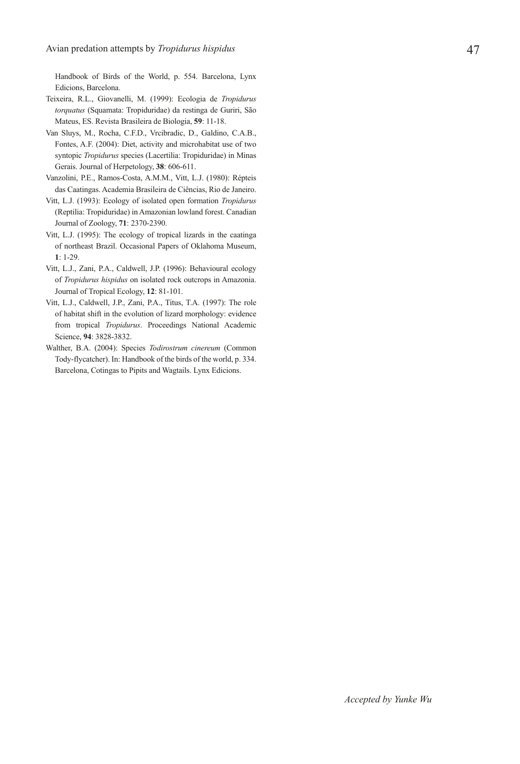Handbook of Birds of the World, p. 554. Barcelona, Lynx Edicions, Barcelona.

Teixeira, R.L., Giovanelli, M. (1999): Ecologia de *Tropidurus torquatus* (Squamata: Tropiduridae) da restinga de Guriri, São Mateus, ES. Revista Brasileira de Biologia, **59**: 11-18.

Van Sluys, M., Rocha, C.F.D., Vrcibradic, D., Galdino, C.A.B., Fontes, A.F. (2004): Diet, activity and microhabitat use of two syntopic *Tropidurus* species (Lacertilia: Tropiduridae) in Minas Gerais. Journal of Herpetology, **38**: 606-611.

Vanzolini, P.E., Ramos-Costa, A.M.M., Vitt, L.J. (1980): Répteis das Caatingas. Academia Brasileira de Ciências, Rio de Janeiro.

Vitt, L.J. (1993): Ecology of isolated open formation *Tropidurus* (Reptilia: Tropiduridae) in Amazonian lowland forest. Canadian Journal of Zoology, **71**: 2370-2390.

Vitt, L.J. (1995): The ecology of tropical lizards in the caatinga of northeast Brazil. Occasional Papers of Oklahoma Museum, **1**: 1-29.

Vitt, L.J., Zani, P.A., Caldwell, J.P. (1996): Behavioural ecology of *Tropidurus hispidus* on isolated rock outcrops in Amazonia. Journal of Tropical Ecology, **12**: 81-101.

Vitt, L.J., Caldwell, J.P., Zani, P.A., Titus, T.A. (1997): The role of habitat shift in the evolution of lizard morphology: evidence from tropical *Tropidurus*. Proceedings National Academic Science, **94**: 3828-3832.

Walther, B.A. (2004): Species *Todirostrum cinereum* (Common Tody-flycatcher). In: Handbook of the birds of the world, p. 334. Barcelona, Cotingas to Pipits and Wagtails. Lynx Edicions.

*Accepted by Yunke Wu*